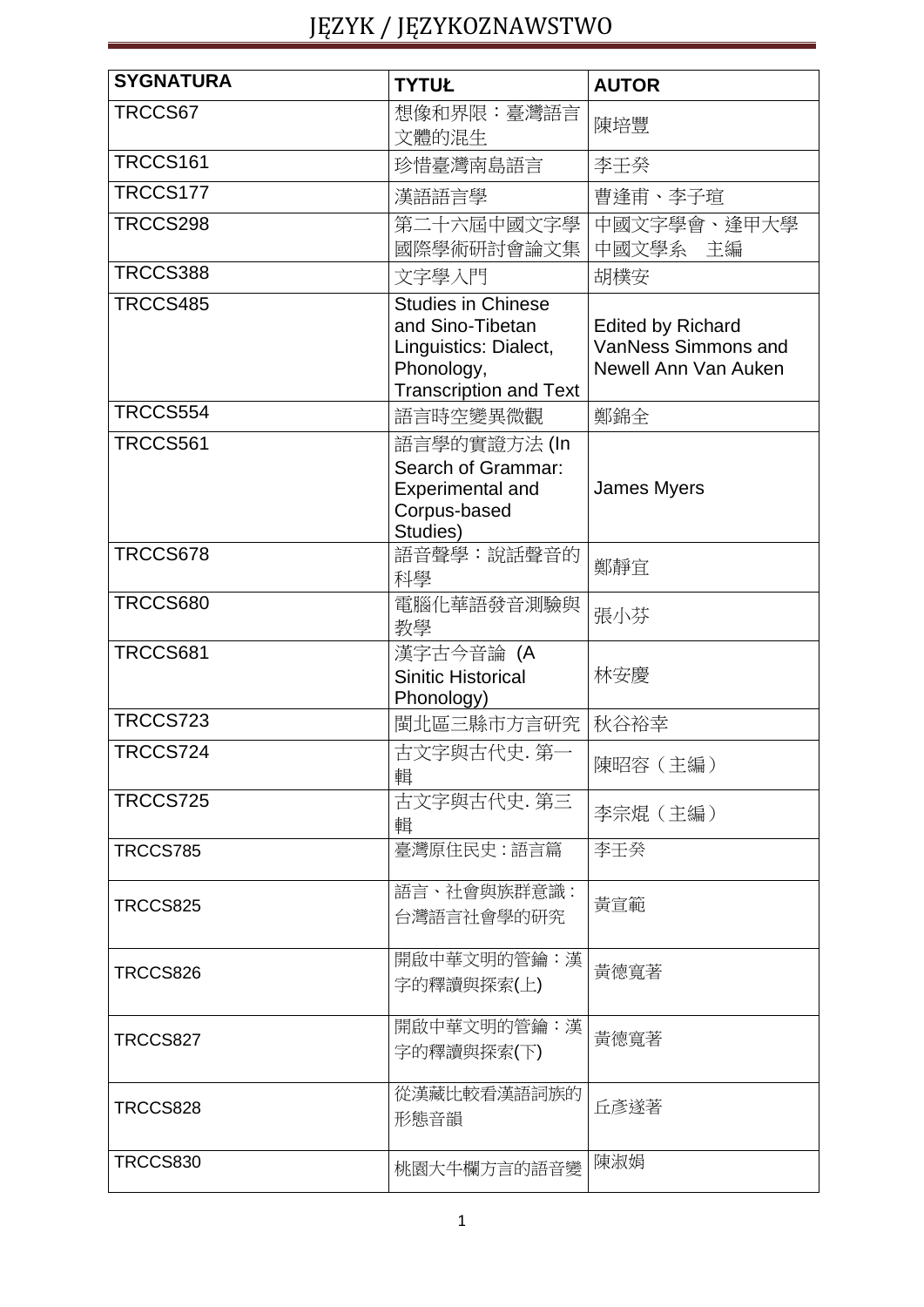# JĘZYK / JĘZYKOZNAWSTWO

| SYGNATURA | TYTUŁ | AUTOR |
|---|---|---|
| TRCCS67 | 想像和界限：臺灣語言文體的混生 | 陳培豐 |
| TRCCS161 | 珍惜臺灣南島語言 | 李壬癸 |
| TRCCS177 | 漢語語言學 | 曹逢甫、李子瑄 |
| TRCCS298 | 第二十六屆中國文字學國際學術研討會論文集 | 中國文字學會、逢甲大學中國文學系　主編 |
| TRCCS388 | 文字學入門 | 胡樸安 |
| TRCCS485 | Studies in Chinese and Sino-Tibetan Linguistics: Dialect, Phonology, Transcription and Text | Edited by Richard VanNess Simmons and Newell Ann Van Auken |
| TRCCS554 | 語言時空變異微觀 | 鄭錦全 |
| TRCCS561 | 語言學的實證方法 (In Search of Grammar: Experimental and Corpus-based Studies) | James Myers |
| TRCCS678 | 語音聲學：說話聲音的科學 | 鄭靜宜 |
| TRCCS680 | 電腦化華語發音測驗與教學 | 張小芬 |
| TRCCS681 | 漢字古今音論 (A Sinitic Historical Phonology) | 林安慶 |
| TRCCS723 | 閩北區三縣市方言研究 | 秋谷裕幸 |
| TRCCS724 | 古文字與古代史. 第一輯 | 陳昭容（主編） |
| TRCCS725 | 古文字與古代史. 第三輯 | 李宗焜（主編） |
| TRCCS785 | 臺灣原住民史：語言篇 | 李壬癸 |
| TRCCS825 | 語言、社會與族群意識：台灣語言社會學的研究 | 黃宣範 |
| TRCCS826 | 開啟中華文明的管鑰：漢字的釋讀與探索(上) | 黃德寬著 |
| TRCCS827 | 開啟中華文明的管鑰：漢字的釋讀與探索(下) | 黃德寬著 |
| TRCCS828 | 從漢藏比較看漢語詞族的形態音韻 | 丘彥遂著 |
| TRCCS830 | 桃園大牛欄方言的語音變 | 陳淑娟 |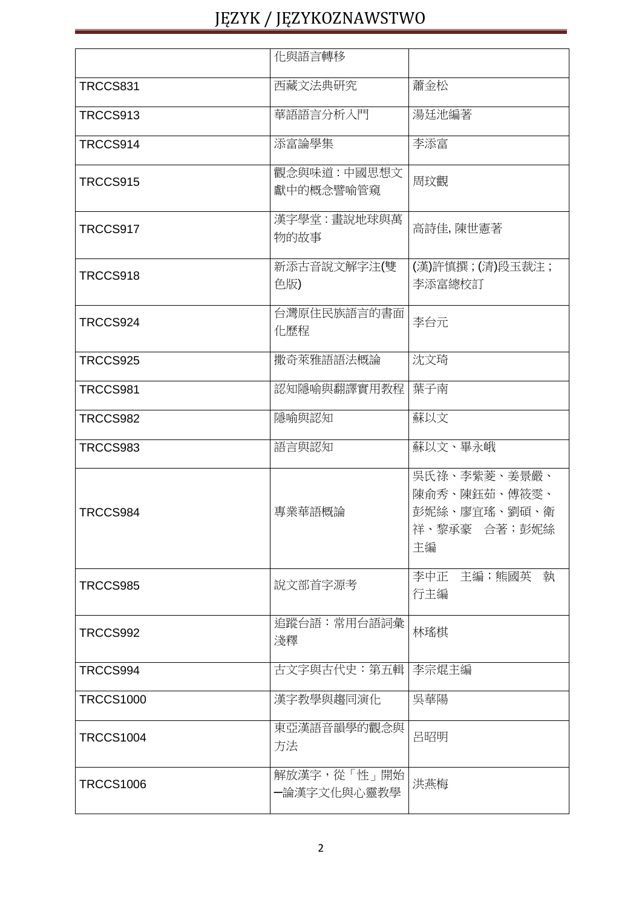|  |  |  |
| --- | --- | --- |
|  | 化與語言轉移 |  |
| TRCCS831 | 西藏文法典研究 | 蕭金松 |
| TRCCS913 | 華語語言分析入門 | 湯廷池編著 |
| TRCCS914 | 添富論學集 | 李添富 |
| TRCCS915 | 觀念與味道：中國思想文獻中的概念譬喻管窺 | 周玟觀 |
| TRCCS917 | 漢字學堂：畫說地球與萬物的故事 | 高詩佳, 陳世憲著 |
| TRCCS918 | 新添古音說文解字注(雙色版) | (漢)許慎撰；(清)段玉裁注；李添富總校訂 |
| TRCCS924 | 台灣原住民族語言的書面化歷程 | 李台元 |
| TRCCS925 | 撒奇萊雅語語法概論 | 沈文琦 |
| TRCCS981 | 認知隱喻與翻譯實用教程 | 葉子南 |
| TRCCS982 | 隱喻與認知 | 蘇以文 |
| TRCCS983 | 語言與認知 | 蘇以文、畢永峨 |
| TRCCS984 | 專業華語概論 | 吳氏祿、李紫菱、姜景嚴、陳俞秀、陳鈺茹、傅筱雯、彭妮絲、廖宜瑤、劉碩、衛祥、黎承豪　合著；彭妮絲主編 |
| TRCCS985 | 說文部首字源考 | 李中正　主編；熊國英　執行主編 |
| TRCCS992 | 追蹤台語：常用台語詞彙淺釋 | 林瑤棋 |
| TRCCS994 | 古文字與古代史：第五輯 | 李宗焜主編 |
| TRCCS1000 | 漢字教學與趨同演化 | 吳華陽 |
| TRCCS1004 | 東亞漢語音韻學的觀念與方法 | 呂昭明 |
| TRCCS1006 | 解放漢字，從「性」開始─論漢字文化與心靈教學 | 洪燕梅 |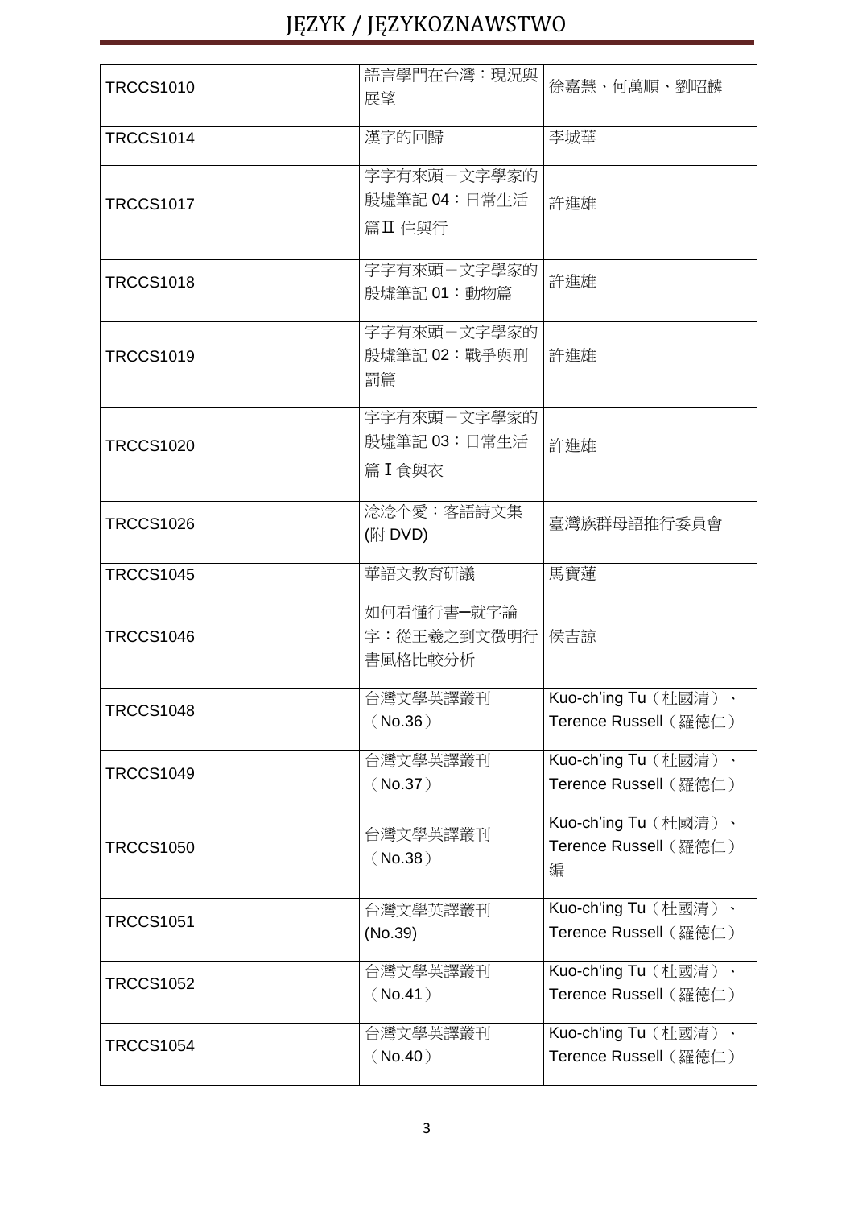| TRCCS1010 | 語言學門在台灣：現況與展望 | 徐嘉慧、何萬順、劉昭麟 |
|---|---|---|
| TRCCS1014 | 漢字的回歸 | 李城華 |
| TRCCS1017 | 字字有來頭－文字學家的殷墟筆記 04：日常生活篇Ⅱ 住與行 | 許進雄 |
| TRCCS1018 | 字字有來頭－文字學家的殷墟筆記 01：動物篇 | 許進雄 |
| TRCCS1019 | 字字有來頭－文字學家的殷墟筆記 02：戰爭與刑罰篇 | 許進雄 |
| TRCCS1020 | 字字有來頭－文字學家的殷墟筆記 03：日常生活篇Ⅰ食與衣 | 許進雄 |
| TRCCS1026 | 淰淰个愛：客語詩文集 (附 DVD) | 臺灣族群母語推行委員會 |
| TRCCS1045 | 華語文教育研議 | 馬寶蓮 |
| TRCCS1046 | 如何看懂行書─就字論字：從王羲之到文徵明行書風格比較分析 | 侯吉諒 |
| TRCCS1048 | 台灣文學英譯叢刊（No.36） | Kuo-ch'ing Tu（杜國清）、Terence Russell（羅德仁） |
| TRCCS1049 | 台灣文學英譯叢刊（No.37） | Kuo-ch'ing Tu（杜國清）、Terence Russell（羅德仁） |
| TRCCS1050 | 台灣文學英譯叢刊（No.38） | Kuo-ch'ing Tu（杜國清）、Terence Russell（羅德仁）編 |
| TRCCS1051 | 台灣文學英譯叢刊 (No.39) | Kuo-ch'ing Tu（杜國清）、Terence Russell（羅德仁） |
| TRCCS1052 | 台灣文學英譯叢刊（No.41） | Kuo-ch'ing Tu（杜國清）、Terence Russell（羅德仁） |
| TRCCS1054 | 台灣文學英譯叢刊（No.40） | Kuo-ch'ing Tu（杜國清）、Terence Russell（羅德仁） |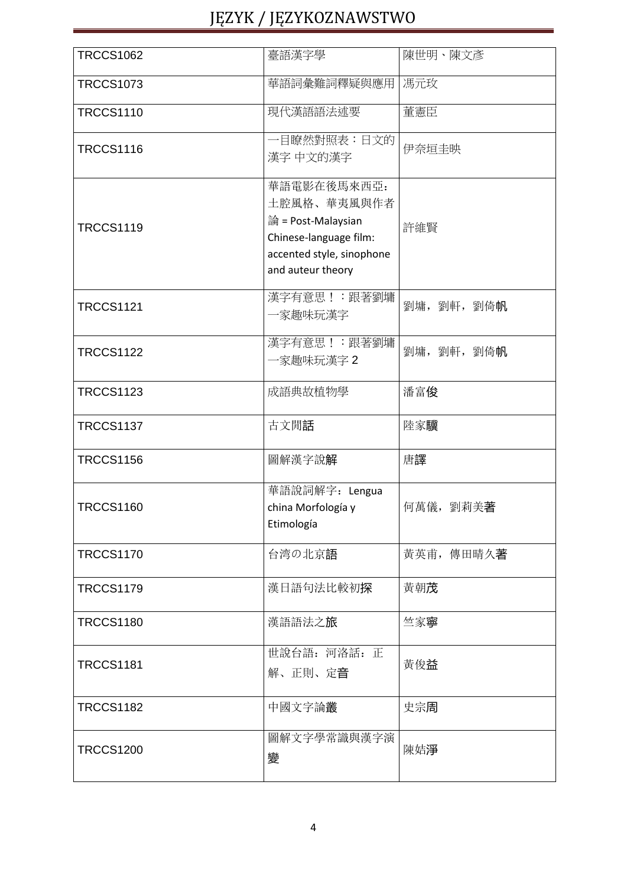| TRCCS1062 | 臺語漢字學 | 陳世明、陳文彥 |
|---|---|---|
| TRCCS1073 | 華語詞彙難詞釋疑與應用 | 馮元玫 |
| TRCCS1110 | 現代漢語語法述要 | 董憲臣 |
| TRCCS1116 | 一目瞭然對照表：日文的漢字 中文的漢字 | 伊奈垣圭映 |
| TRCCS1119 | 華語電影在後馬來西亞：土腔風格、華夷風與作者論 = Post-Malaysian Chinese-language film: accented style, sinophone and auteur theory | 許維賢 |
| TRCCS1121 | 漢字有意思！：跟著劉墉一家趣味玩漢字 | 劉墉，劉軒，劉倚帆 |
| TRCCS1122 | 漢字有意思！：跟著劉墉一家趣味玩漢字 2 | 劉墉，劉軒，劉倚帆 |
| TRCCS1123 | 成語典故植物學 | 潘富俊 |
| TRCCS1137 | 古文閒話 | 陸家驥 |
| TRCCS1156 | 圖解漢字說解 | 唐譯 |
| TRCCS1160 | 華語說詞解字：Lengua china Morfología y Etimología | 何萬儀，劉莉美著 |
| TRCCS1170 | 台湾の北京語 | 黃英甫，傳田晴久著 |
| TRCCS1179 | 漢日語句法比較初探 | 黃朝茂 |
| TRCCS1180 | 漢語語法之旅 | 竺家寧 |
| TRCCS1181 | 世說台語：河洛話：正解、正則、定音 | 黃俊益 |
| TRCCS1182 | 中國文字論叢 | 史宗周 |
| TRCCS1200 | 圖解文字學常識與漢字演變 | 陳姞淨 |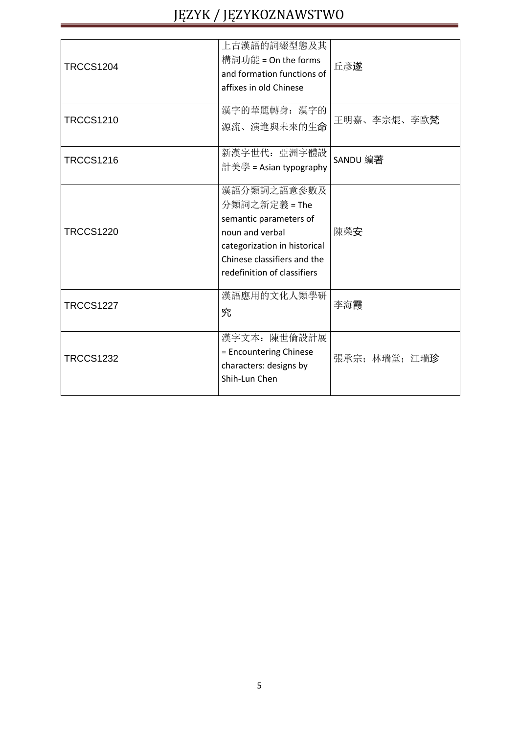| | | |
|---|---|---|
| TRCCS1204 | 上古漢語的詞綴型態及其構詞功能 = On the forms and formation functions of affixes in old Chinese | 丘彥遂 |
| TRCCS1210 | 漢字的華麗轉身：漢字的源流、演進與未來的生命 | 王明嘉、李宗焜、李歐梵 |
| TRCCS1216 | 新漢字世代：亞洲字體設計美學 = Asian typography | SANDU 編著 |
| TRCCS1220 | 漢語分類詞之語意參數及分類詞之新定義 = The semantic parameters of noun and verbal categorization in historical Chinese classifiers and the redefinition of classifiers | 陳榮安 |
| TRCCS1227 | 漢語應用的文化人類學研究 | 李海霞 |
| TRCCS1232 | 漢字文本：陳世倫設計展 = Encountering Chinese characters: designs by Shih-Lun Chen | 張承宗；林瑞堂；江瑞珍 |